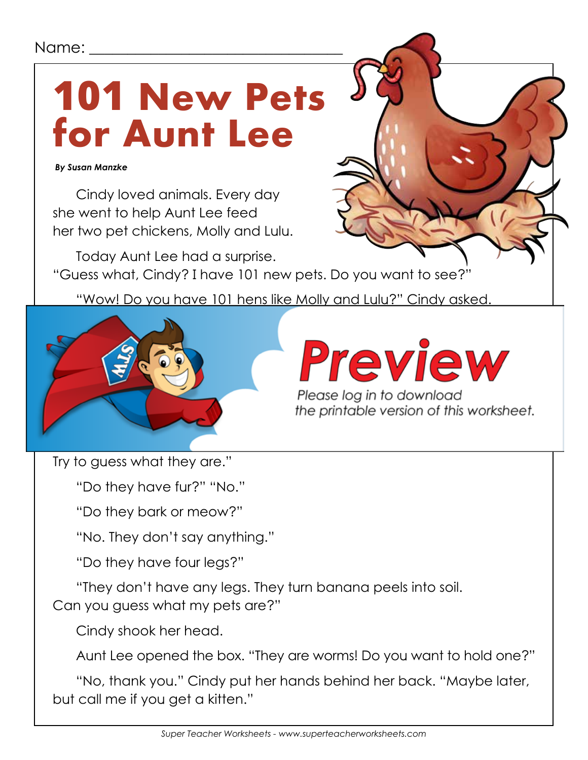Name: ______________________________

# 101 New Pets for Aunt Lee

***By Susan Manzke***

Cindy loved animals. Every day she went to help Aunt Lee feed her two pet chickens, Molly and Lulu.

Today Aunt Lee had a surprise. "Guess what, Cindy? I have 101 new pets. Do you want to see?"

"Wow! Do you have 101 hens like Molly and Lulu?" Cindy asked.

Preview

*Please log in to download the printable version of this worksheet.*

Try to guess what they are."

"Do they have fur?" "No."

"Do they bark or meow?"

"No. They don't say anything."

"Do they have four legs?"

"They don't have any legs. They turn banana peels into soil. Can you guess what my pets are?"

Cindy shook her head.

Aunt Lee opened the box. "They are worms! Do you want to hold one?"

"No, thank you." Cindy put her hands behind her back. "Maybe later, but call me if you get a kitten."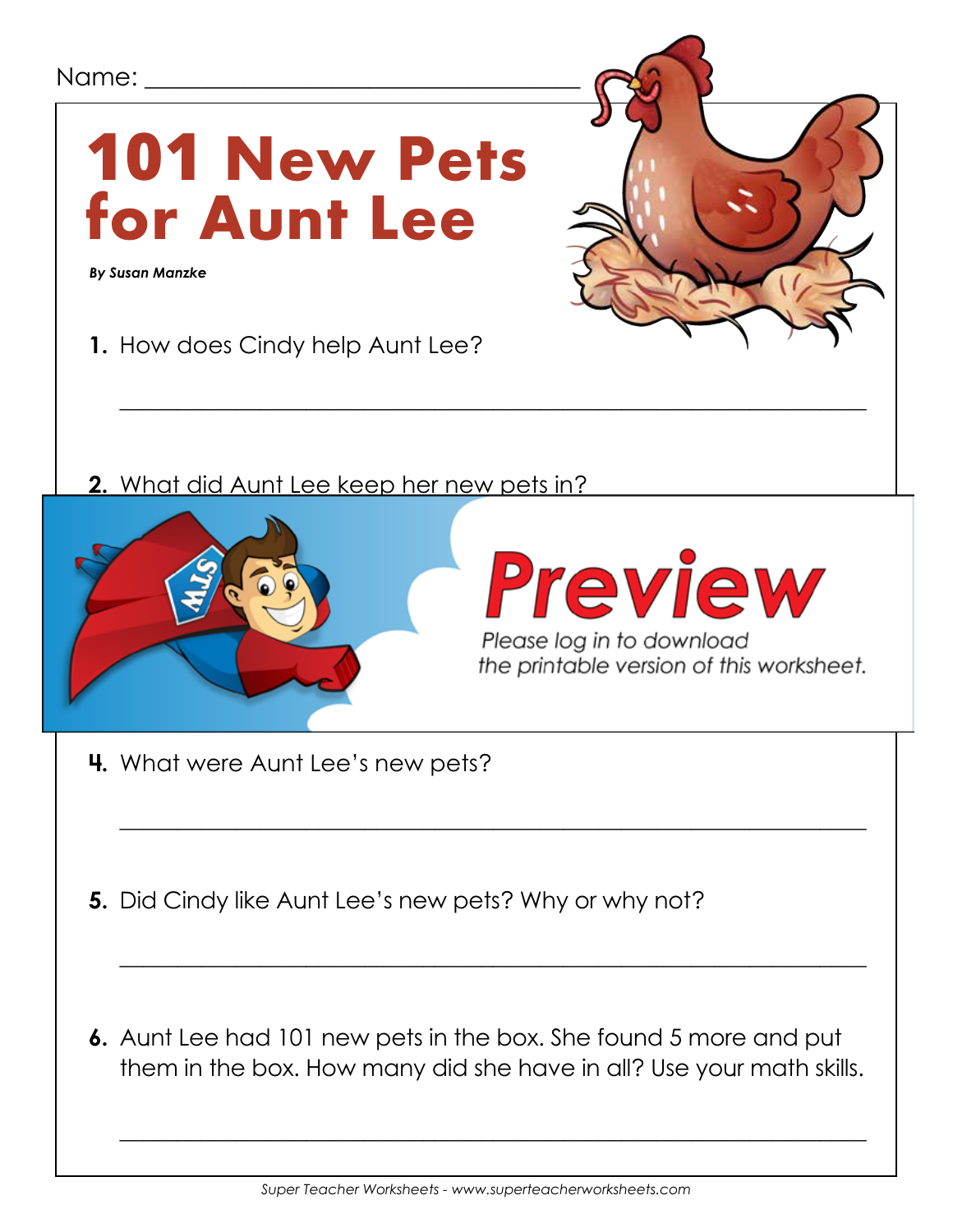Name: ___________________________________

# 101 New Pets for Aunt Lee

***By Susan Manzke***

**1.** How does Cindy help Aunt Lee?

_______________________________________________________________

**2.** What did Aunt Lee keep her new pets in?

**Preview**

*Please log in to download the printable version of this worksheet.*

**4.** What were Aunt Lee's new pets?

_______________________________________________________________

**5.** Did Cindy like Aunt Lee's new pets? Why or why not?

_______________________________________________________________

**6.** Aunt Lee had 101 new pets in the box. She found 5 more and put them in the box. How many did she have in all? Use your math skills.

_______________________________________________________________

*Super Teacher Worksheets - www.superteacherworksheets.com*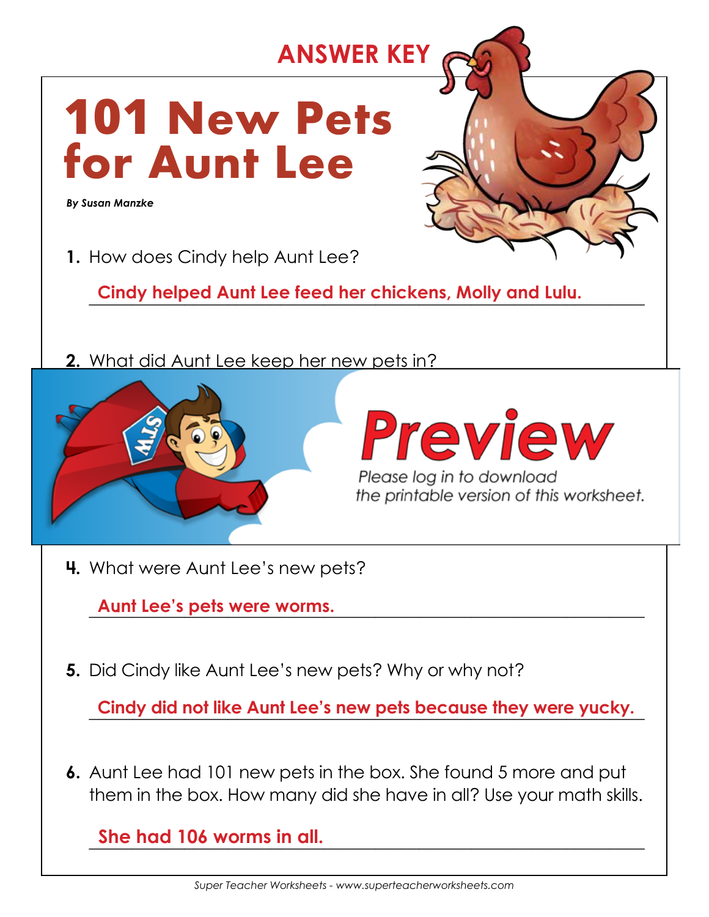ANSWER KEY

# 101 New Pets for Aunt Lee

***By Susan Manzke***

1. How does Cindy help Aunt Lee?

   **Cindy helped Aunt Lee feed her chickens, Molly and Lulu.**

2. What did Aunt Lee keep her new pets in?

Preview

Please log in to download the printable version of this worksheet.

4. What were Aunt Lee's new pets?

   **Aunt Lee's pets were worms.**

5. Did Cindy like Aunt Lee's new pets? Why or why not?

   **Cindy did not like Aunt Lee's new pets because they were yucky.**

6. Aunt Lee had 101 new pets in the box. She found 5 more and put them in the box. How many did she have in all? Use your math skills.

   **She had 106 worms in all.**